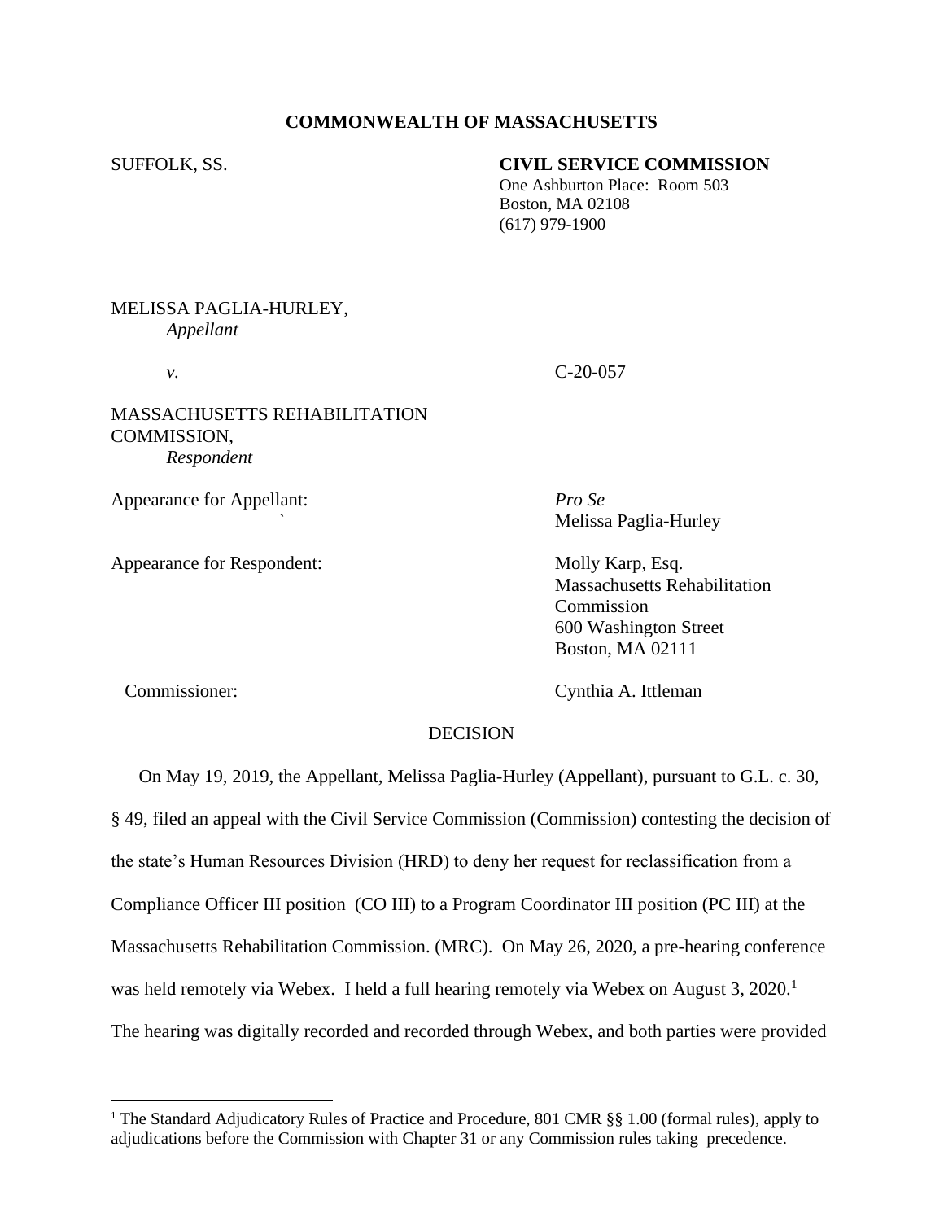**COMMONWEALTH OF MASSACHUSETTS**

SUFFOLK, SS.

**CIVIL SERVICE COMMISSION**
One Ashburton Place: Room 503
Boston, MA 02108
(617) 979-1900

MELISSA PAGLIA-HURLEY,
*Appellant*

*v.* C-20-057

MASSACHUSETTS REHABILITATION COMMISSION,
*Respondent*

Appearance for Appellant: *Pro Se*
Melissa Paglia-Hurley

Appearance for Respondent: Molly Karp, Esq.
Massachusetts Rehabilitation Commission
600 Washington Street
Boston, MA 02111

Commissioner: Cynthia A. Ittleman

DECISION

On May 19, 2019, the Appellant, Melissa Paglia-Hurley (Appellant), pursuant to G.L. c. 30, § 49, filed an appeal with the Civil Service Commission (Commission) contesting the decision of the state's Human Resources Division (HRD) to deny her request for reclassification from a Compliance Officer III position (CO III) to a Program Coordinator III position (PC III) at the Massachusetts Rehabilitation Commission. (MRC). On May 26, 2020, a pre-hearing conference was held remotely via Webex. I held a full hearing remotely via Webex on August 3, 2020.[1] The hearing was digitally recorded and recorded through Webex, and both parties were provided

[1] The Standard Adjudicatory Rules of Practice and Procedure, 801 CMR §§ 1.00 (formal rules), apply to adjudications before the Commission with Chapter 31 or any Commission rules taking precedence.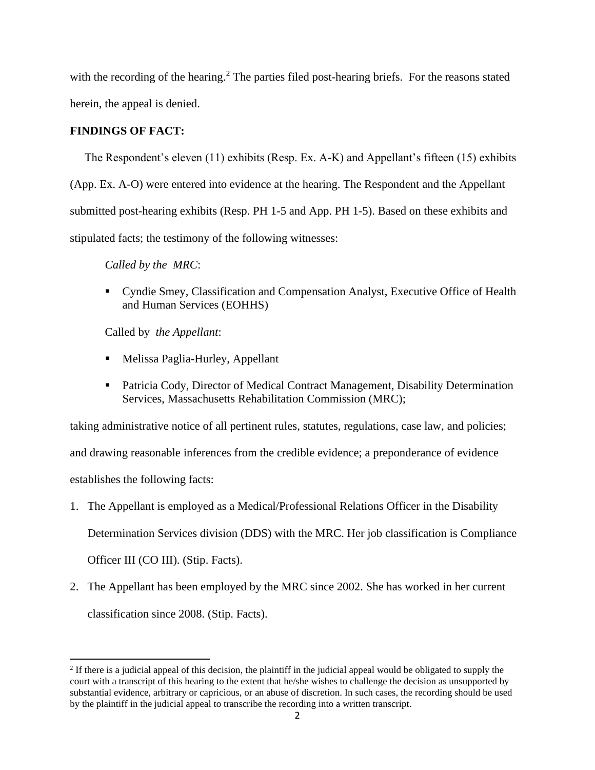with the recording of the hearing.[2] The parties filed post-hearing briefs. For the reasons stated herein, the appeal is denied.

**FINDINGS OF FACT:**

The Respondent's eleven (11) exhibits (Resp. Ex. A-K) and Appellant's fifteen (15) exhibits (App. Ex. A-O) were entered into evidence at the hearing. The Respondent and the Appellant submitted post-hearing exhibits (Resp. PH 1-5 and App. PH 1-5). Based on these exhibits and stipulated facts; the testimony of the following witnesses:

*Called by the MRC*:

- Cyndie Smey, Classification and Compensation Analyst, Executive Office of Health and Human Services (EOHHS)

Called by *the Appellant*:

- Melissa Paglia-Hurley, Appellant
- Patricia Cody, Director of Medical Contract Management, Disability Determination Services, Massachusetts Rehabilitation Commission (MRC);

taking administrative notice of all pertinent rules, statutes, regulations, case law, and policies; and drawing reasonable inferences from the credible evidence; a preponderance of evidence establishes the following facts:

1. The Appellant is employed as a Medical/Professional Relations Officer in the Disability Determination Services division (DDS) with the MRC. Her job classification is Compliance Officer III (CO III). (Stip. Facts).
2. The Appellant has been employed by the MRC since 2002. She has worked in her current classification since 2008. (Stip. Facts).

[2] If there is a judicial appeal of this decision, the plaintiff in the judicial appeal would be obligated to supply the court with a transcript of this hearing to the extent that he/she wishes to challenge the decision as unsupported by substantial evidence, arbitrary or capricious, or an abuse of discretion. In such cases, the recording should be used by the plaintiff in the judicial appeal to transcribe the recording into a written transcript.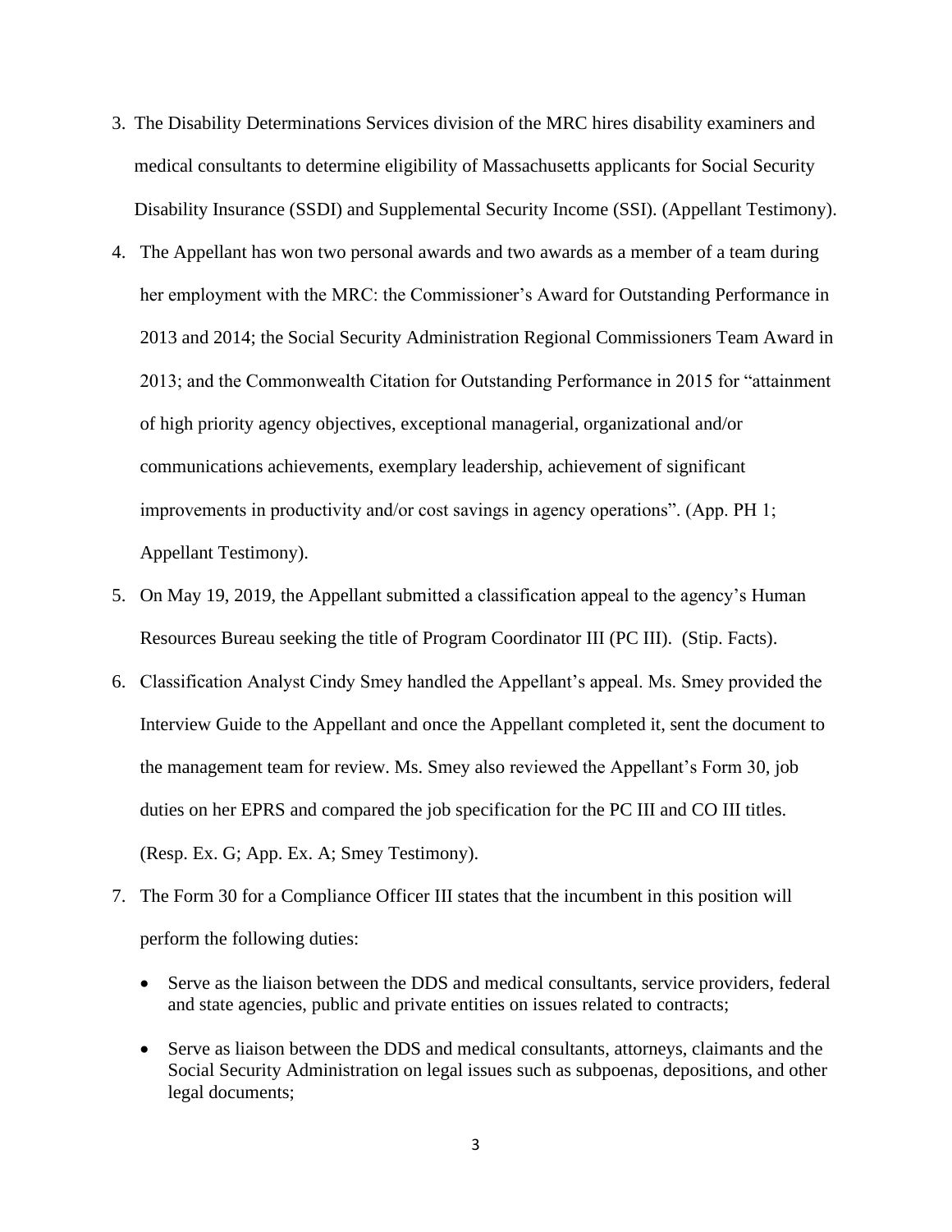3. The Disability Determinations Services division of the MRC hires disability examiners and medical consultants to determine eligibility of Massachusetts applicants for Social Security Disability Insurance (SSDI) and Supplemental Security Income (SSI). (Appellant Testimony).

4. The Appellant has won two personal awards and two awards as a member of a team during her employment with the MRC: the Commissioner's Award for Outstanding Performance in 2013 and 2014; the Social Security Administration Regional Commissioners Team Award in 2013; and the Commonwealth Citation for Outstanding Performance in 2015 for "attainment of high priority agency objectives, exceptional managerial, organizational and/or communications achievements, exemplary leadership, achievement of significant improvements in productivity and/or cost savings in agency operations". (App. PH 1; Appellant Testimony).

5. On May 19, 2019, the Appellant submitted a classification appeal to the agency's Human Resources Bureau seeking the title of Program Coordinator III (PC III). (Stip. Facts).

6. Classification Analyst Cindy Smey handled the Appellant's appeal. Ms. Smey provided the Interview Guide to the Appellant and once the Appellant completed it, sent the document to the management team for review. Ms. Smey also reviewed the Appellant's Form 30, job duties on her EPRS and compared the job specification for the PC III and CO III titles. (Resp. Ex. G; App. Ex. A; Smey Testimony).

7. The Form 30 for a Compliance Officer III states that the incumbent in this position will perform the following duties:

   - Serve as the liaison between the DDS and medical consultants, service providers, federal and state agencies, public and private entities on issues related to contracts;
   - Serve as liaison between the DDS and medical consultants, attorneys, claimants and the Social Security Administration on legal issues such as subpoenas, depositions, and other legal documents;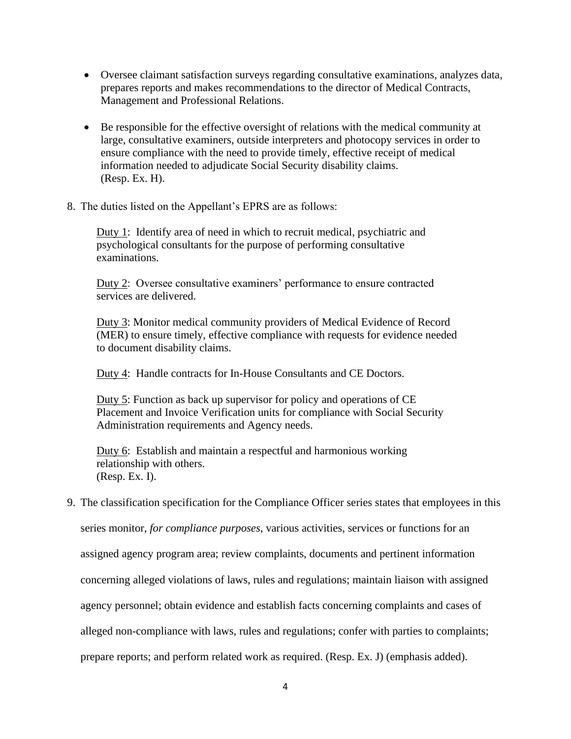- Oversee claimant satisfaction surveys regarding consultative examinations, analyzes data, prepares reports and makes recommendations to the director of Medical Contracts, Management and Professional Relations.

- Be responsible for the effective oversight of relations with the medical community at large, consultative examiners, outside interpreters and photocopy services in order to ensure compliance with the need to provide timely, effective receipt of medical information needed to adjudicate Social Security disability claims. (Resp. Ex. H).

8. The duties listed on the Appellant's EPRS are as follows:

   <u>Duty 1</u>: Identify area of need in which to recruit medical, psychiatric and psychological consultants for the purpose of performing consultative examinations.

   <u>Duty 2</u>: Oversee consultative examiners' performance to ensure contracted services are delivered.

   <u>Duty 3</u>: Monitor medical community providers of Medical Evidence of Record (MER) to ensure timely, effective compliance with requests for evidence needed to document disability claims.

   <u>Duty 4</u>: Handle contracts for In-House Consultants and CE Doctors.

   <u>Duty 5</u>: Function as back up supervisor for policy and operations of CE Placement and Invoice Verification units for compliance with Social Security Administration requirements and Agency needs.

   <u>Duty 6</u>: Establish and maintain a respectful and harmonious working relationship with others.
   (Resp. Ex. I).

9. The classification specification for the Compliance Officer series states that employees in this series monitor, *for compliance purposes*, various activities, services or functions for an assigned agency program area; review complaints, documents and pertinent information concerning alleged violations of laws, rules and regulations; maintain liaison with assigned agency personnel; obtain evidence and establish facts concerning complaints and cases of alleged non-compliance with laws, rules and regulations; confer with parties to complaints; prepare reports; and perform related work as required. (Resp. Ex. J) (emphasis added).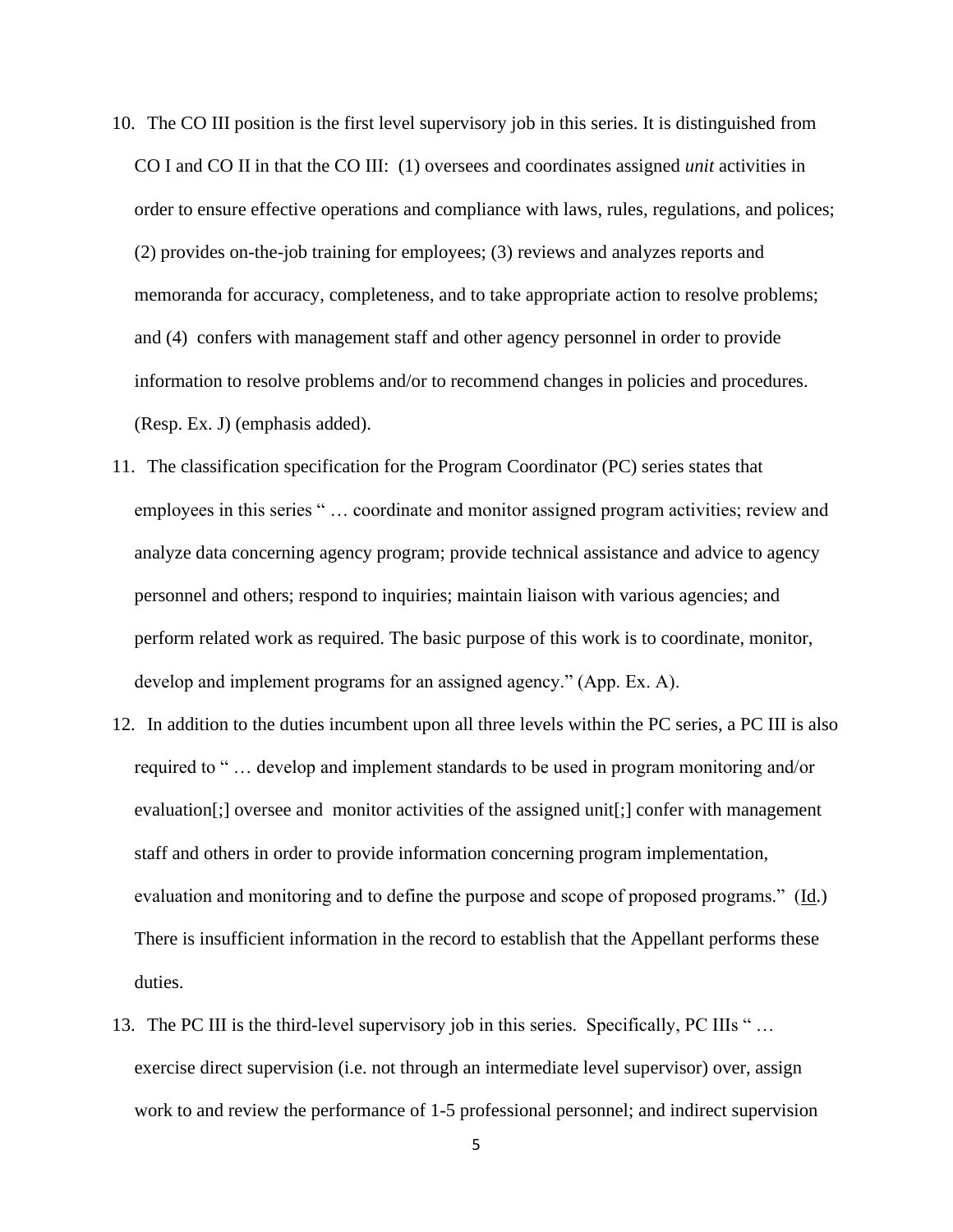10. The CO III position is the first level supervisory job in this series. It is distinguished from CO I and CO II in that the CO III: (1) oversees and coordinates assigned *unit* activities in order to ensure effective operations and compliance with laws, rules, regulations, and polices; (2) provides on-the-job training for employees; (3) reviews and analyzes reports and memoranda for accuracy, completeness, and to take appropriate action to resolve problems; and (4) confers with management staff and other agency personnel in order to provide information to resolve problems and/or to recommend changes in policies and procedures. (Resp. Ex. J) (emphasis added).
11. The classification specification for the Program Coordinator (PC) series states that employees in this series " … coordinate and monitor assigned program activities; review and analyze data concerning agency program; provide technical assistance and advice to agency personnel and others; respond to inquiries; maintain liaison with various agencies; and perform related work as required. The basic purpose of this work is to coordinate, monitor, develop and implement programs for an assigned agency." (App. Ex. A).
12. In addition to the duties incumbent upon all three levels within the PC series, a PC III is also required to " … develop and implement standards to be used in program monitoring and/or evaluation[;] oversee and monitor activities of the assigned unit[;] confer with management staff and others in order to provide information concerning program implementation, evaluation and monitoring and to define the purpose and scope of proposed programs." (Id.) There is insufficient information in the record to establish that the Appellant performs these duties.
13. The PC III is the third-level supervisory job in this series. Specifically, PC IIIs " … exercise direct supervision (i.e. not through an intermediate level supervisor) over, assign work to and review the performance of 1-5 professional personnel; and indirect supervision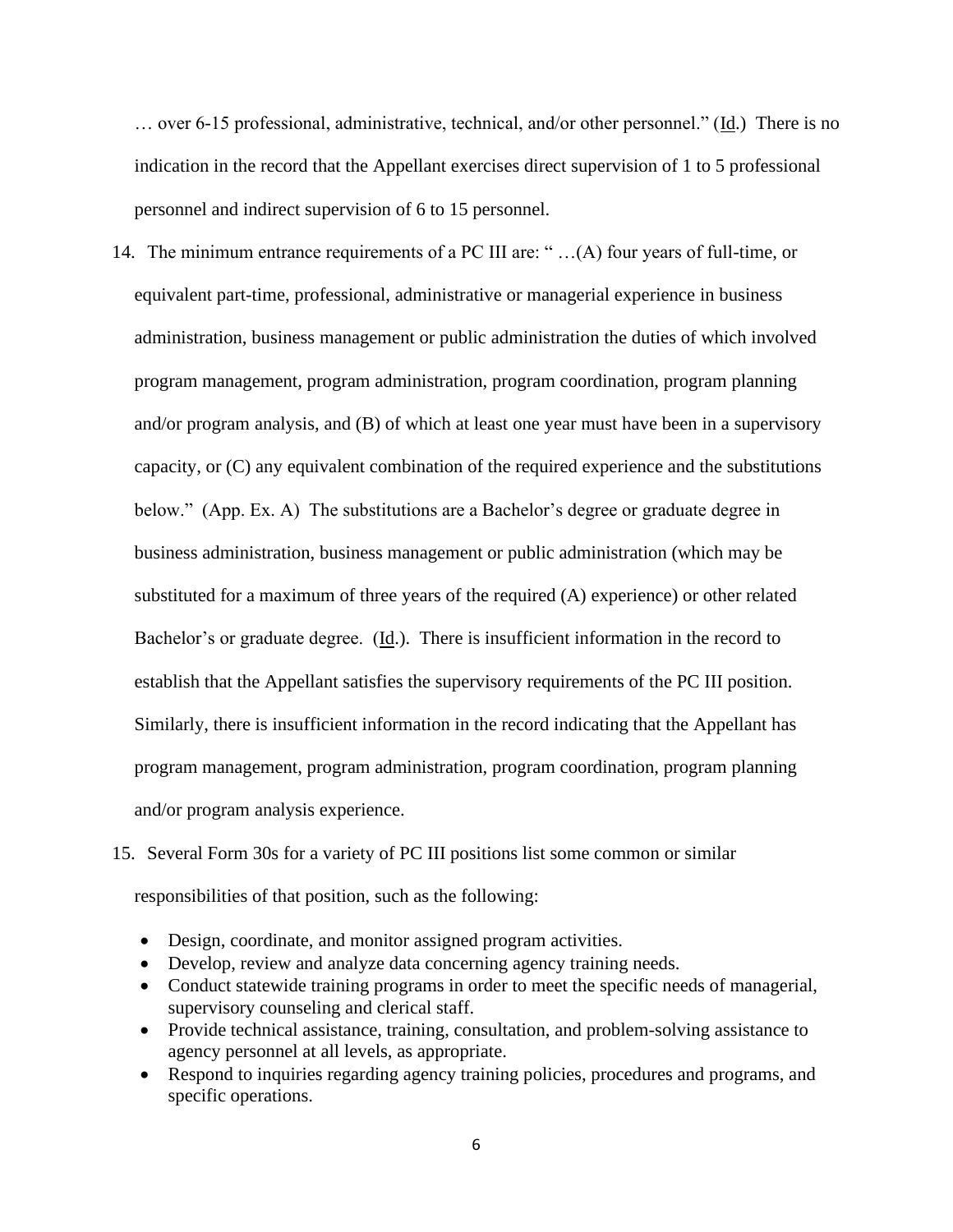… over 6-15 professional, administrative, technical, and/or other personnel." (Id.) There is no indication in the record that the Appellant exercises direct supervision of 1 to 5 professional personnel and indirect supervision of 6 to 15 personnel.

14. The minimum entrance requirements of a PC III are: " …(A) four years of full-time, or equivalent part-time, professional, administrative or managerial experience in business administration, business management or public administration the duties of which involved program management, program administration, program coordination, program planning and/or program analysis, and (B) of which at least one year must have been in a supervisory capacity, or (C) any equivalent combination of the required experience and the substitutions below." (App. Ex. A) The substitutions are a Bachelor's degree or graduate degree in business administration, business management or public administration (which may be substituted for a maximum of three years of the required (A) experience) or other related Bachelor's or graduate degree. (Id.). There is insufficient information in the record to establish that the Appellant satisfies the supervisory requirements of the PC III position. Similarly, there is insufficient information in the record indicating that the Appellant has program management, program administration, program coordination, program planning and/or program analysis experience.

15. Several Form 30s for a variety of PC III positions list some common or similar responsibilities of that position, such as the following:

    - Design, coordinate, and monitor assigned program activities.
    - Develop, review and analyze data concerning agency training needs.
    - Conduct statewide training programs in order to meet the specific needs of managerial, supervisory counseling and clerical staff.
    - Provide technical assistance, training, consultation, and problem-solving assistance to agency personnel at all levels, as appropriate.
    - Respond to inquiries regarding agency training policies, procedures and programs, and specific operations.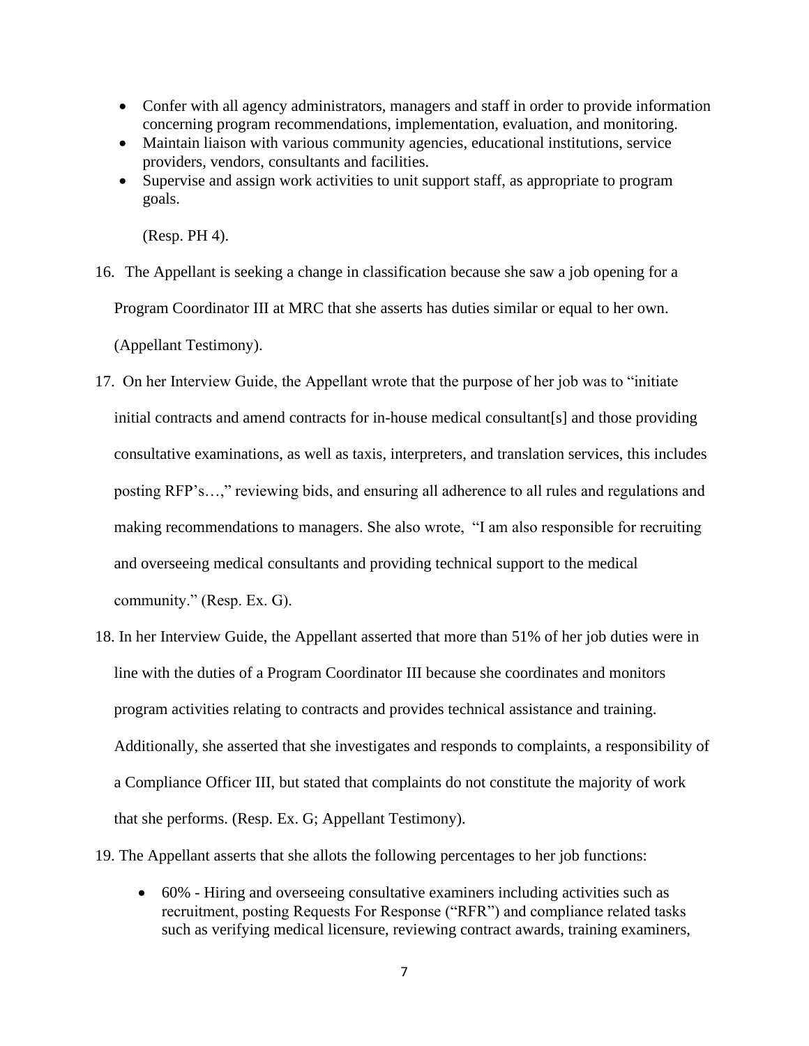- Confer with all agency administrators, managers and staff in order to provide information concerning program recommendations, implementation, evaluation, and monitoring.
- Maintain liaison with various community agencies, educational institutions, service providers, vendors, consultants and facilities.
- Supervise and assign work activities to unit support staff, as appropriate to program goals.

(Resp. PH 4).

16. The Appellant is seeking a change in classification because she saw a job opening for a Program Coordinator III at MRC that she asserts has duties similar or equal to her own. (Appellant Testimony).

17. On her Interview Guide, the Appellant wrote that the purpose of her job was to "initiate initial contracts and amend contracts for in-house medical consultant[s] and those providing consultative examinations, as well as taxis, interpreters, and translation services, this includes posting RFP's…," reviewing bids, and ensuring all adherence to all rules and regulations and making recommendations to managers. She also wrote, "I am also responsible for recruiting and overseeing medical consultants and providing technical support to the medical community." (Resp. Ex. G).

18. In her Interview Guide, the Appellant asserted that more than 51% of her job duties were in line with the duties of a Program Coordinator III because she coordinates and monitors program activities relating to contracts and provides technical assistance and training. Additionally, she asserted that she investigates and responds to complaints, a responsibility of a Compliance Officer III, but stated that complaints do not constitute the majority of work that she performs. (Resp. Ex. G; Appellant Testimony).

19. The Appellant asserts that she allots the following percentages to her job functions:

    - 60% - Hiring and overseeing consultative examiners including activities such as recruitment, posting Requests For Response ("RFR") and compliance related tasks such as verifying medical licensure, reviewing contract awards, training examiners,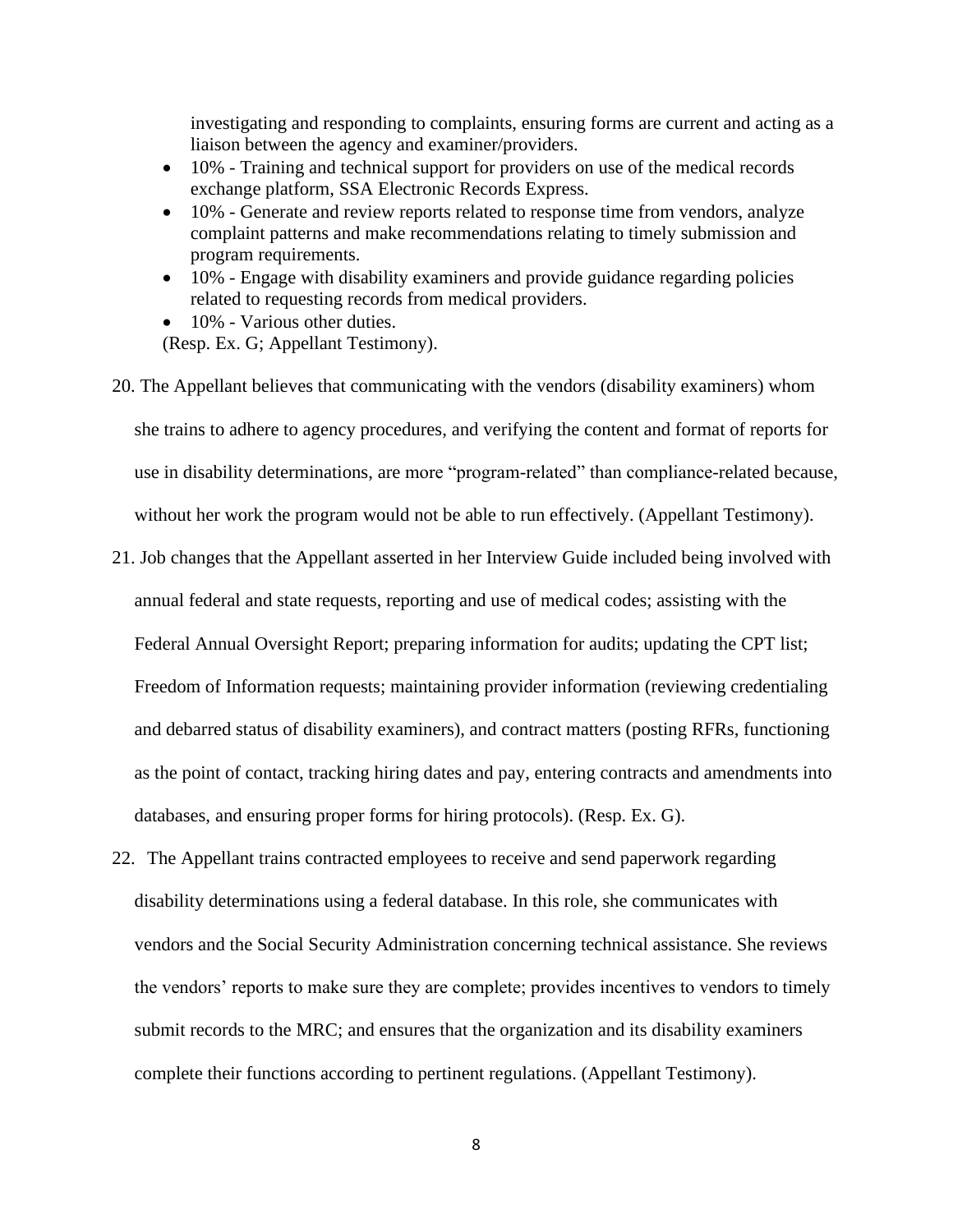investigating and responding to complaints, ensuring forms are current and acting as a liaison between the agency and examiner/providers.

- 10% - Training and technical support for providers on use of the medical records exchange platform, SSA Electronic Records Express.
- 10% - Generate and review reports related to response time from vendors, analyze complaint patterns and make recommendations relating to timely submission and program requirements.
- 10% - Engage with disability examiners and provide guidance regarding policies related to requesting records from medical providers.
- 10% - Various other duties.

(Resp. Ex. G; Appellant Testimony).

20. The Appellant believes that communicating with the vendors (disability examiners) whom she trains to adhere to agency procedures, and verifying the content and format of reports for use in disability determinations, are more "program-related" than compliance-related because, without her work the program would not be able to run effectively. (Appellant Testimony).

21. Job changes that the Appellant asserted in her Interview Guide included being involved with annual federal and state requests, reporting and use of medical codes; assisting with the Federal Annual Oversight Report; preparing information for audits; updating the CPT list; Freedom of Information requests; maintaining provider information (reviewing credentialing and debarred status of disability examiners), and contract matters (posting RFRs, functioning as the point of contact, tracking hiring dates and pay, entering contracts and amendments into databases, and ensuring proper forms for hiring protocols). (Resp. Ex. G).

22. The Appellant trains contracted employees to receive and send paperwork regarding disability determinations using a federal database. In this role, she communicates with vendors and the Social Security Administration concerning technical assistance. She reviews the vendors' reports to make sure they are complete; provides incentives to vendors to timely submit records to the MRC; and ensures that the organization and its disability examiners complete their functions according to pertinent regulations. (Appellant Testimony).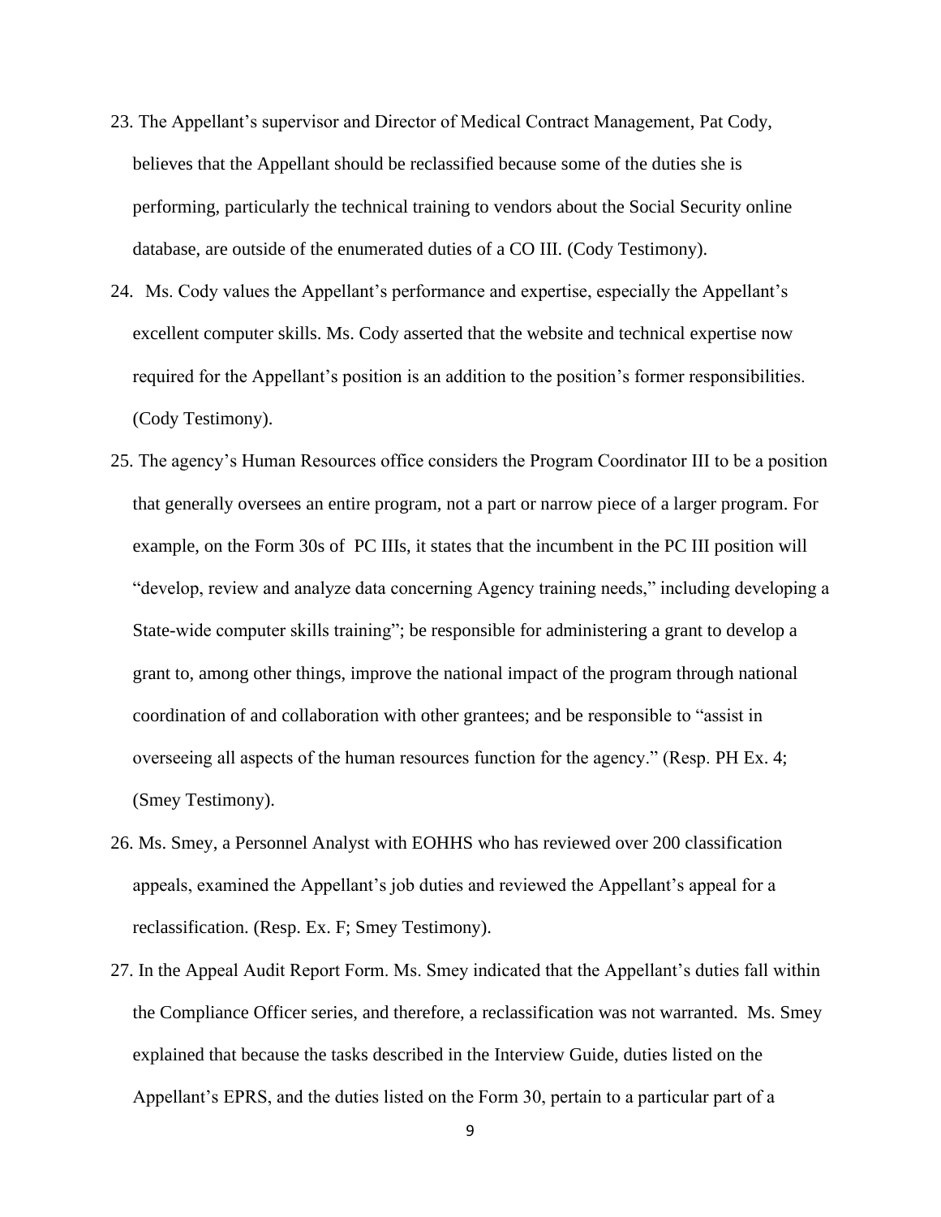23. The Appellant's supervisor and Director of Medical Contract Management, Pat Cody, believes that the Appellant should be reclassified because some of the duties she is performing, particularly the technical training to vendors about the Social Security online database, are outside of the enumerated duties of a CO III. (Cody Testimony).

24. Ms. Cody values the Appellant's performance and expertise, especially the Appellant's excellent computer skills. Ms. Cody asserted that the website and technical expertise now required for the Appellant's position is an addition to the position's former responsibilities. (Cody Testimony).

25. The agency's Human Resources office considers the Program Coordinator III to be a position that generally oversees an entire program, not a part or narrow piece of a larger program. For example, on the Form 30s of PC IIIs, it states that the incumbent in the PC III position will "develop, review and analyze data concerning Agency training needs," including developing a State-wide computer skills training"; be responsible for administering a grant to develop a grant to, among other things, improve the national impact of the program through national coordination of and collaboration with other grantees; and be responsible to "assist in overseeing all aspects of the human resources function for the agency." (Resp. PH Ex. 4; (Smey Testimony).

26. Ms. Smey, a Personnel Analyst with EOHHS who has reviewed over 200 classification appeals, examined the Appellant's job duties and reviewed the Appellant's appeal for a reclassification. (Resp. Ex. F; Smey Testimony).

27. In the Appeal Audit Report Form. Ms. Smey indicated that the Appellant's duties fall within the Compliance Officer series, and therefore, a reclassification was not warranted. Ms. Smey explained that because the tasks described in the Interview Guide, duties listed on the Appellant's EPRS, and the duties listed on the Form 30, pertain to a particular part of a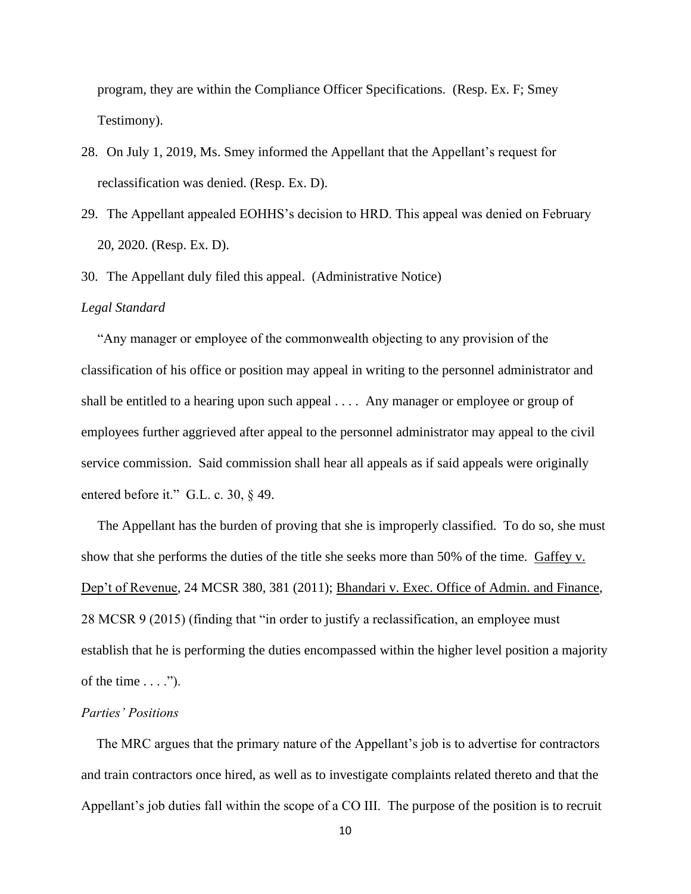program, they are within the Compliance Officer Specifications. (Resp. Ex. F; Smey Testimony).

28. On July 1, 2019, Ms. Smey informed the Appellant that the Appellant's request for reclassification was denied. (Resp. Ex. D).
29. The Appellant appealed EOHHS's decision to HRD. This appeal was denied on February 20, 2020. (Resp. Ex. D).
30. The Appellant duly filed this appeal. (Administrative Notice)

*Legal Standard*

"Any manager or employee of the commonwealth objecting to any provision of the classification of his office or position may appeal in writing to the personnel administrator and shall be entitled to a hearing upon such appeal . . . . Any manager or employee or group of employees further aggrieved after appeal to the personnel administrator may appeal to the civil service commission. Said commission shall hear all appeals as if said appeals were originally entered before it." G.L. c. 30, § 49.

The Appellant has the burden of proving that she is improperly classified. To do so, she must show that she performs the duties of the title she seeks more than 50% of the time. Gaffey v. Dep't of Revenue, 24 MCSR 380, 381 (2011); Bhandari v. Exec. Office of Admin. and Finance, 28 MCSR 9 (2015) (finding that "in order to justify a reclassification, an employee must establish that he is performing the duties encompassed within the higher level position a majority of the time . . . .").

*Parties' Positions*

The MRC argues that the primary nature of the Appellant's job is to advertise for contractors and train contractors once hired, as well as to investigate complaints related thereto and that the Appellant's job duties fall within the scope of a CO III. The purpose of the position is to recruit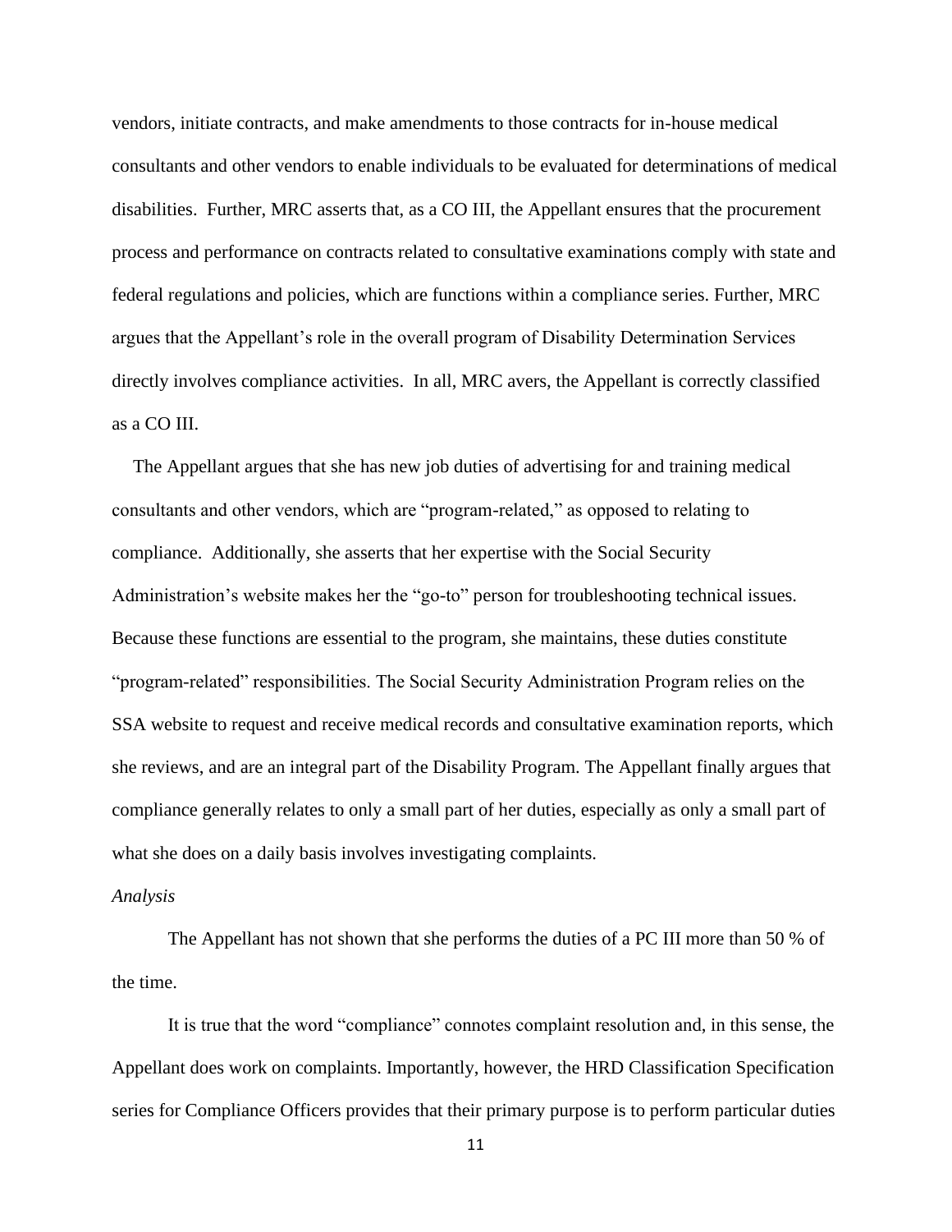vendors, initiate contracts, and make amendments to those contracts for in-house medical consultants and other vendors to enable individuals to be evaluated for determinations of medical disabilities. Further, MRC asserts that, as a CO III, the Appellant ensures that the procurement process and performance on contracts related to consultative examinations comply with state and federal regulations and policies, which are functions within a compliance series. Further, MRC argues that the Appellant's role in the overall program of Disability Determination Services directly involves compliance activities. In all, MRC avers, the Appellant is correctly classified as a CO III.

The Appellant argues that she has new job duties of advertising for and training medical consultants and other vendors, which are "program-related," as opposed to relating to compliance. Additionally, she asserts that her expertise with the Social Security Administration's website makes her the "go-to" person for troubleshooting technical issues. Because these functions are essential to the program, she maintains, these duties constitute "program-related" responsibilities. The Social Security Administration Program relies on the SSA website to request and receive medical records and consultative examination reports, which she reviews, and are an integral part of the Disability Program. The Appellant finally argues that compliance generally relates to only a small part of her duties, especially as only a small part of what she does on a daily basis involves investigating complaints.

*Analysis*

The Appellant has not shown that she performs the duties of a PC III more than 50 % of the time.

It is true that the word "compliance" connotes complaint resolution and, in this sense, the Appellant does work on complaints. Importantly, however, the HRD Classification Specification series for Compliance Officers provides that their primary purpose is to perform particular duties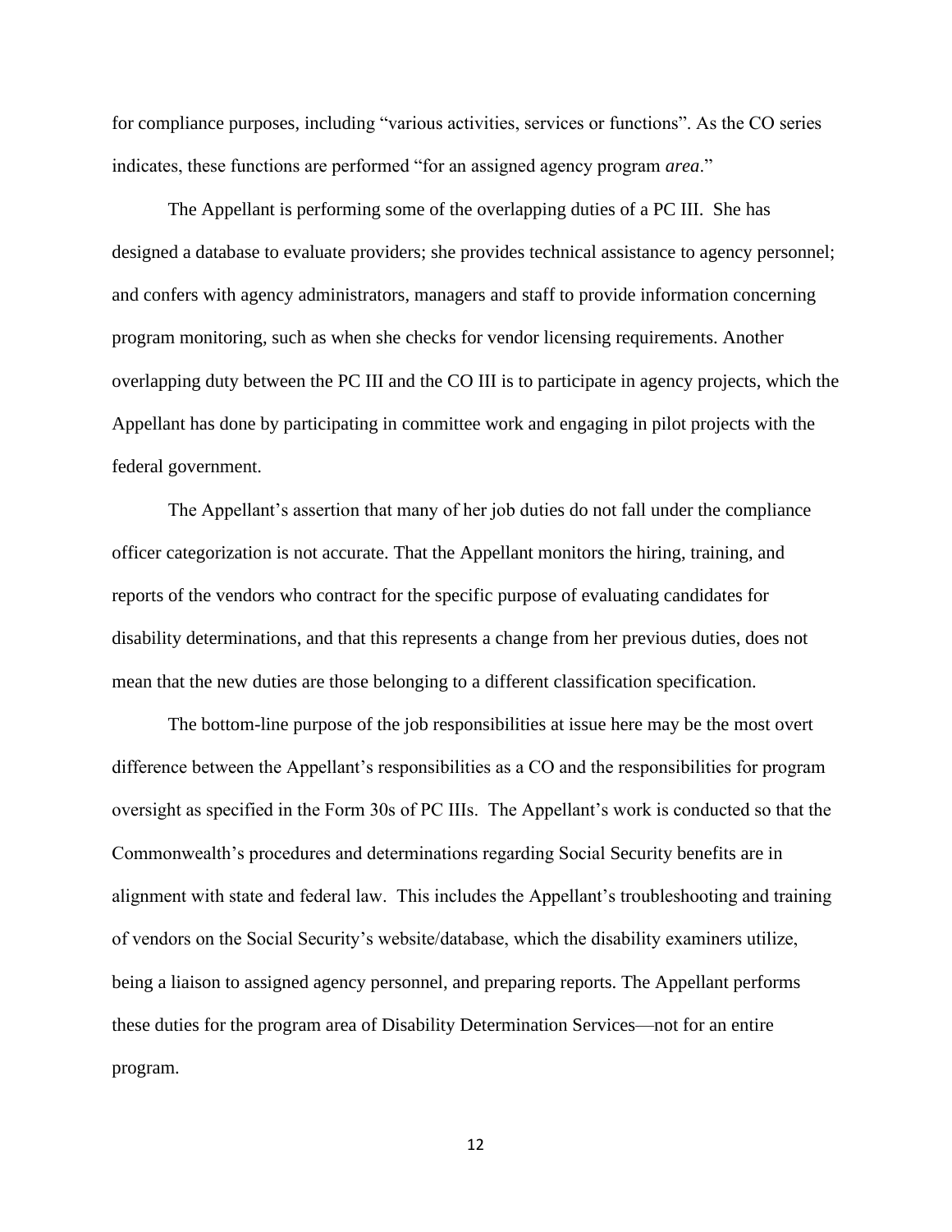for compliance purposes, including "various activities, services or functions". As the CO series indicates, these functions are performed "for an assigned agency program *area*."

The Appellant is performing some of the overlapping duties of a PC III. She has designed a database to evaluate providers; she provides technical assistance to agency personnel; and confers with agency administrators, managers and staff to provide information concerning program monitoring, such as when she checks for vendor licensing requirements. Another overlapping duty between the PC III and the CO III is to participate in agency projects, which the Appellant has done by participating in committee work and engaging in pilot projects with the federal government.

The Appellant's assertion that many of her job duties do not fall under the compliance officer categorization is not accurate. That the Appellant monitors the hiring, training, and reports of the vendors who contract for the specific purpose of evaluating candidates for disability determinations, and that this represents a change from her previous duties, does not mean that the new duties are those belonging to a different classification specification.

The bottom-line purpose of the job responsibilities at issue here may be the most overt difference between the Appellant's responsibilities as a CO and the responsibilities for program oversight as specified in the Form 30s of PC IIIs. The Appellant's work is conducted so that the Commonwealth's procedures and determinations regarding Social Security benefits are in alignment with state and federal law. This includes the Appellant's troubleshooting and training of vendors on the Social Security's website/database, which the disability examiners utilize, being a liaison to assigned agency personnel, and preparing reports. The Appellant performs these duties for the program area of Disability Determination Services—not for an entire program.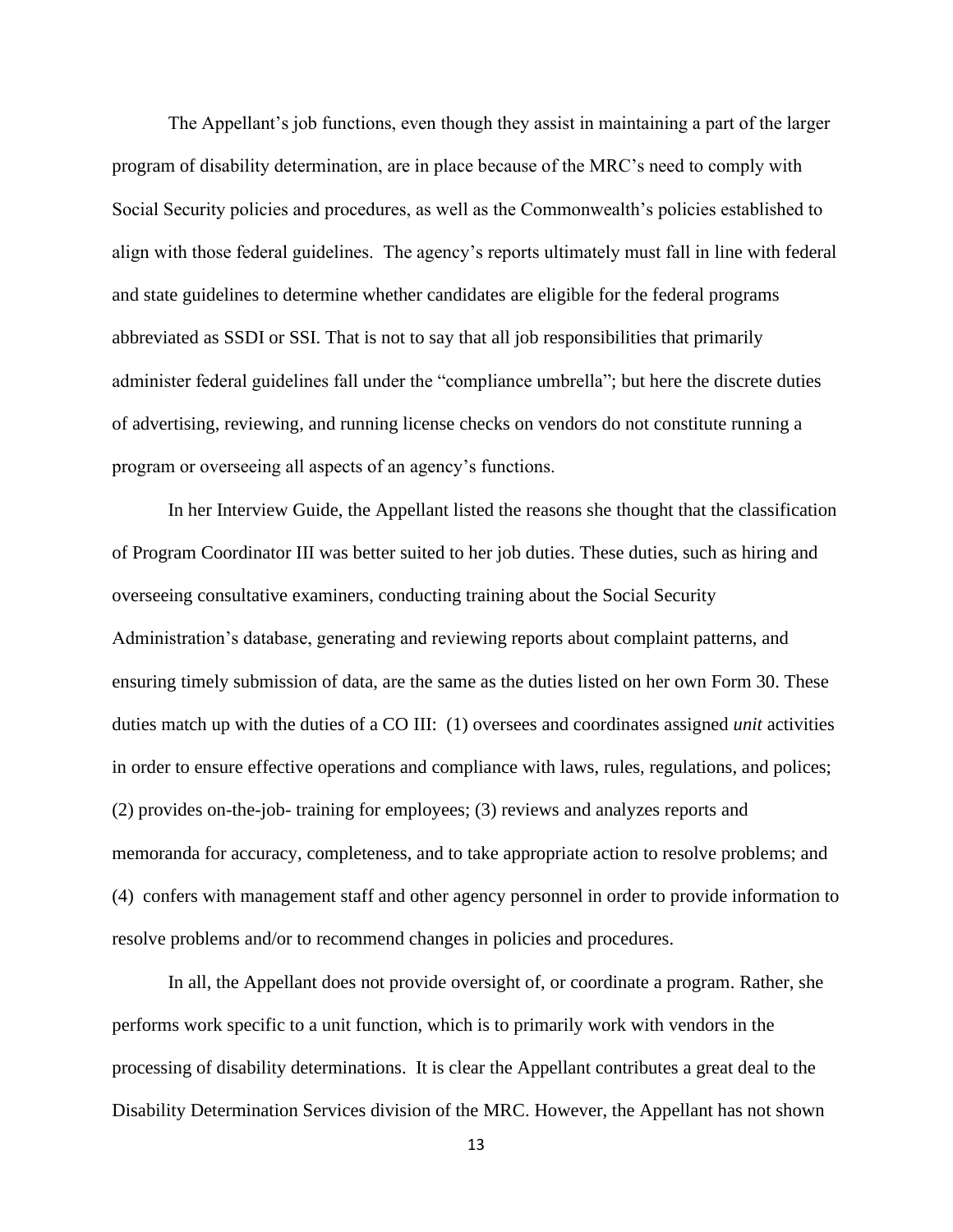The Appellant's job functions, even though they assist in maintaining a part of the larger program of disability determination, are in place because of the MRC's need to comply with Social Security policies and procedures, as well as the Commonwealth's policies established to align with those federal guidelines. The agency's reports ultimately must fall in line with federal and state guidelines to determine whether candidates are eligible for the federal programs abbreviated as SSDI or SSI. That is not to say that all job responsibilities that primarily administer federal guidelines fall under the "compliance umbrella"; but here the discrete duties of advertising, reviewing, and running license checks on vendors do not constitute running a program or overseeing all aspects of an agency's functions.

In her Interview Guide, the Appellant listed the reasons she thought that the classification of Program Coordinator III was better suited to her job duties. These duties, such as hiring and overseeing consultative examiners, conducting training about the Social Security Administration's database, generating and reviewing reports about complaint patterns, and ensuring timely submission of data, are the same as the duties listed on her own Form 30. These duties match up with the duties of a CO III: (1) oversees and coordinates assigned *unit* activities in order to ensure effective operations and compliance with laws, rules, regulations, and polices; (2) provides on-the-job- training for employees; (3) reviews and analyzes reports and memoranda for accuracy, completeness, and to take appropriate action to resolve problems; and (4) confers with management staff and other agency personnel in order to provide information to resolve problems and/or to recommend changes in policies and procedures.

In all, the Appellant does not provide oversight of, or coordinate a program. Rather, she performs work specific to a unit function, which is to primarily work with vendors in the processing of disability determinations. It is clear the Appellant contributes a great deal to the Disability Determination Services division of the MRC. However, the Appellant has not shown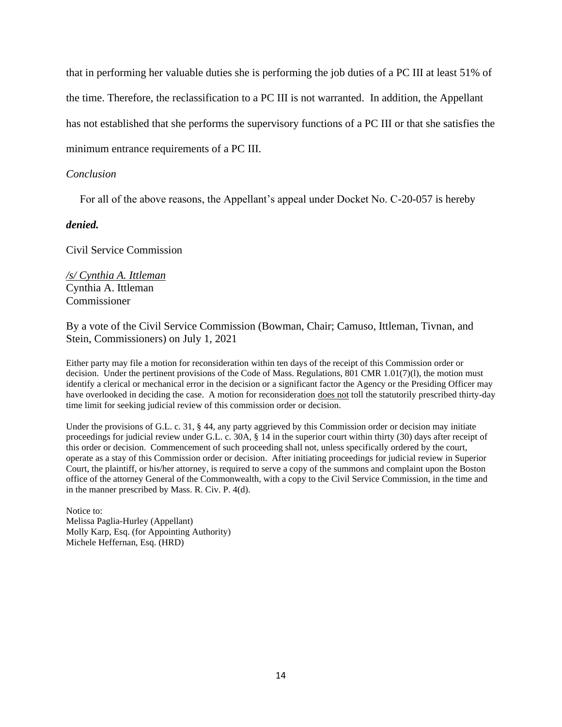that in performing her valuable duties she is performing the job duties of a PC III at least 51% of the time. Therefore, the reclassification to a PC III is not warranted. In addition, the Appellant has not established that she performs the supervisory functions of a PC III or that she satisfies the minimum entrance requirements of a PC III.

*Conclusion*

For all of the above reasons, the Appellant's appeal under Docket No. C-20-057 is hereby ***denied.***

Civil Service Commission

*/s/ Cynthia A. Ittleman*
Cynthia A. Ittleman
Commissioner

By a vote of the Civil Service Commission (Bowman, Chair; Camuso, Ittleman, Tivnan, and Stein, Commissioners) on July 1, 2021

Either party may file a motion for reconsideration within ten days of the receipt of this Commission order or decision. Under the pertinent provisions of the Code of Mass. Regulations, 801 CMR 1.01(7)(l), the motion must identify a clerical or mechanical error in the decision or a significant factor the Agency or the Presiding Officer may have overlooked in deciding the case. A motion for reconsideration does not toll the statutorily prescribed thirty-day time limit for seeking judicial review of this commission order or decision.

Under the provisions of G.L. c. 31, § 44, any party aggrieved by this Commission order or decision may initiate proceedings for judicial review under G.L. c. 30A, § 14 in the superior court within thirty (30) days after receipt of this order or decision. Commencement of such proceeding shall not, unless specifically ordered by the court, operate as a stay of this Commission order or decision. After initiating proceedings for judicial review in Superior Court, the plaintiff, or his/her attorney, is required to serve a copy of the summons and complaint upon the Boston office of the attorney General of the Commonwealth, with a copy to the Civil Service Commission, in the time and in the manner prescribed by Mass. R. Civ. P. 4(d).

Notice to:
Melissa Paglia-Hurley (Appellant)
Molly Karp, Esq. (for Appointing Authority)
Michele Heffernan, Esq. (HRD)